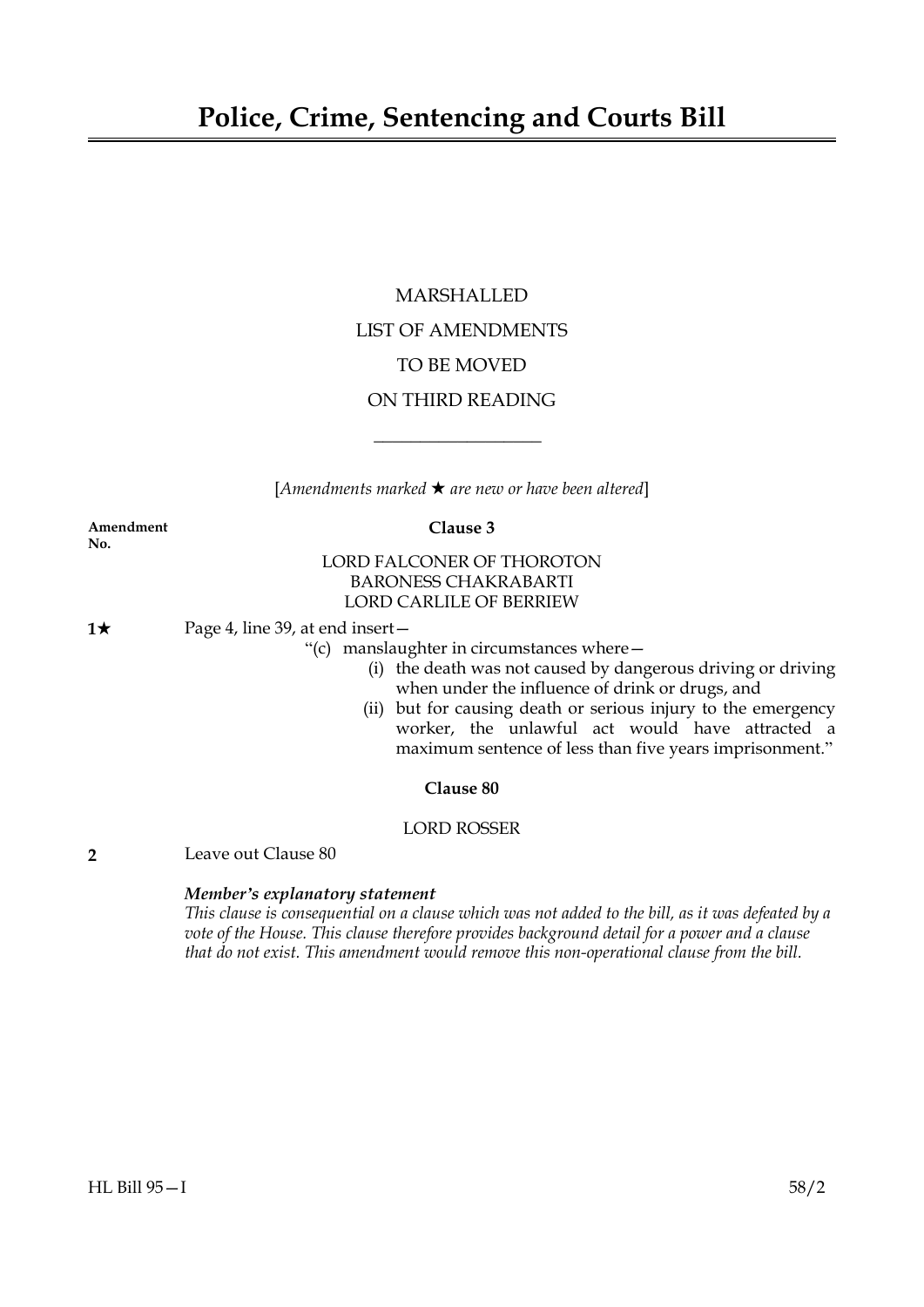# Police, Crime, Sentencing and Courts Bill

MARSHALLED

LIST OF AMENDMENTS

TO BE MOVED

ON THIRD READING

[*Amendments marked ★ are new or have been altered*]

**Amendment No.**

**Clause 3**

LORD FALCONER OF THOROTON
BARONESS CHAKRABARTI
LORD CARLILE OF BERRIEW

**1★** Page 4, line 39, at end insert—

"(c) manslaughter in circumstances where—
  (i) the death was not caused by dangerous driving or driving when under the influence of drink or drugs, and
  (ii) but for causing death or serious injury to the emergency worker, the unlawful act would have attracted a maximum sentence of less than five years imprisonment."

**Clause 80**

LORD ROSSER

**2** Leave out Clause 80

***Member's explanatory statement***

*This clause is consequential on a clause which was not added to the bill, as it was defeated by a vote of the House. This clause therefore provides background detail for a power and a clause that do not exist. This amendment would remove this non-operational clause from the bill.*

HL Bill 95—I 58/2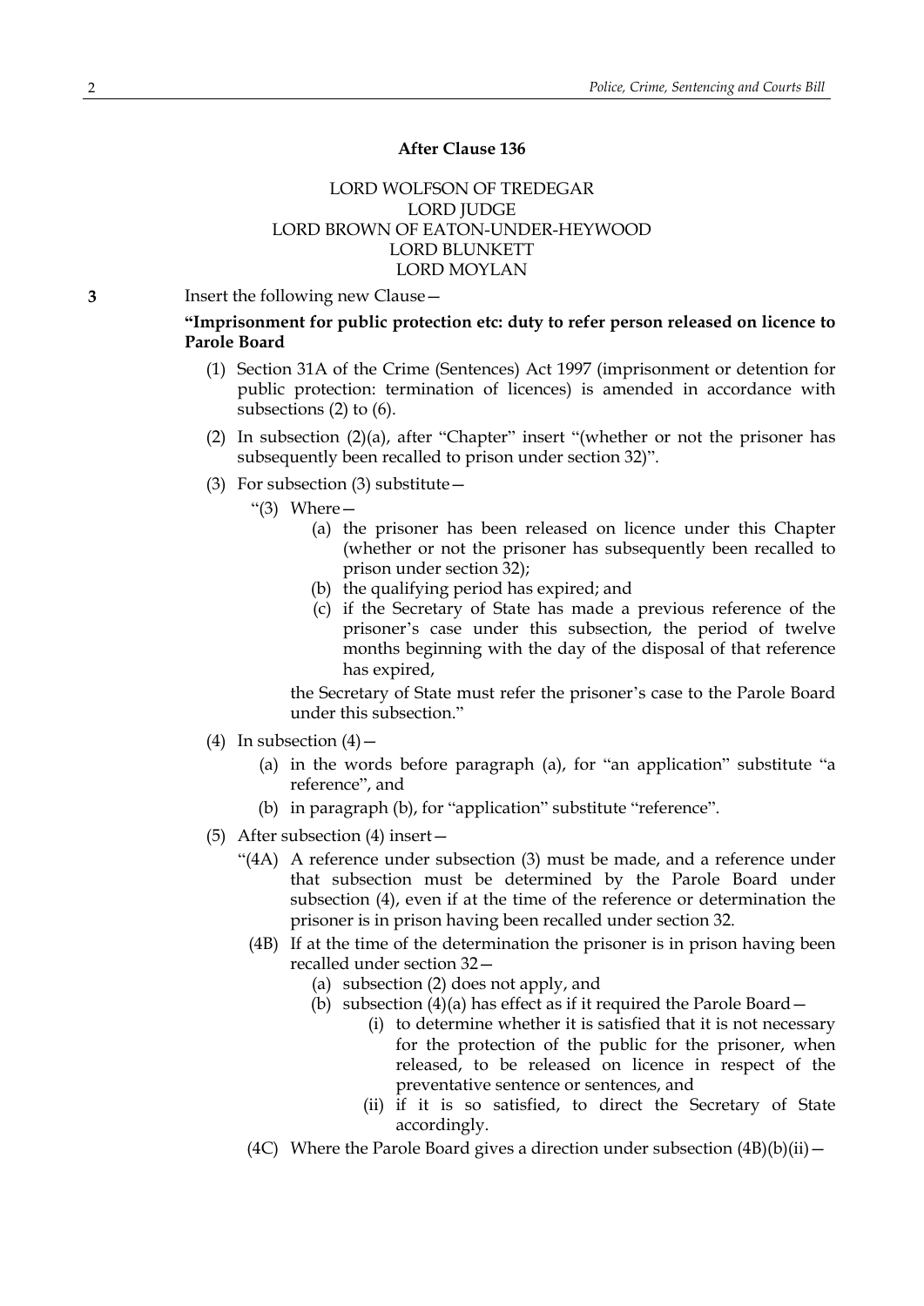**After Clause 136**

LORD WOLFSON OF TREDEGAR
LORD JUDGE
LORD BROWN OF EATON-UNDER-HEYWOOD
LORD BLUNKETT
LORD MOYLAN

**3** Insert the following new Clause—

**"Imprisonment for public protection etc: duty to refer person released on licence to Parole Board**

(1) Section 31A of the Crime (Sentences) Act 1997 (imprisonment or detention for public protection: termination of licences) is amended in accordance with subsections (2) to (6).

(2) In subsection (2)(a), after "Chapter" insert "(whether or not the prisoner has subsequently been recalled to prison under section 32)".

(3) For subsection (3) substitute—

"(3) Where—

(a) the prisoner has been released on licence under this Chapter (whether or not the prisoner has subsequently been recalled to prison under section 32);

(b) the qualifying period has expired; and

(c) if the Secretary of State has made a previous reference of the prisoner's case under this subsection, the period of twelve months beginning with the day of the disposal of that reference has expired,

the Secretary of State must refer the prisoner's case to the Parole Board under this subsection."

(4) In subsection (4)—

(a) in the words before paragraph (a), for "an application" substitute "a reference", and

(b) in paragraph (b), for "application" substitute "reference".

(5) After subsection (4) insert—

"(4A) A reference under subsection (3) must be made, and a reference under that subsection must be determined by the Parole Board under subsection (4), even if at the time of the reference or determination the prisoner is in prison having been recalled under section 32.

(4B) If at the time of the determination the prisoner is in prison having been recalled under section 32—

(a) subsection (2) does not apply, and

(b) subsection (4)(a) has effect as if it required the Parole Board—

(i) to determine whether it is satisfied that it is not necessary for the protection of the public for the prisoner, when released, to be released on licence in respect of the preventative sentence or sentences, and

(ii) if it is so satisfied, to direct the Secretary of State accordingly.

(4C) Where the Parole Board gives a direction under subsection (4B)(b)(ii)—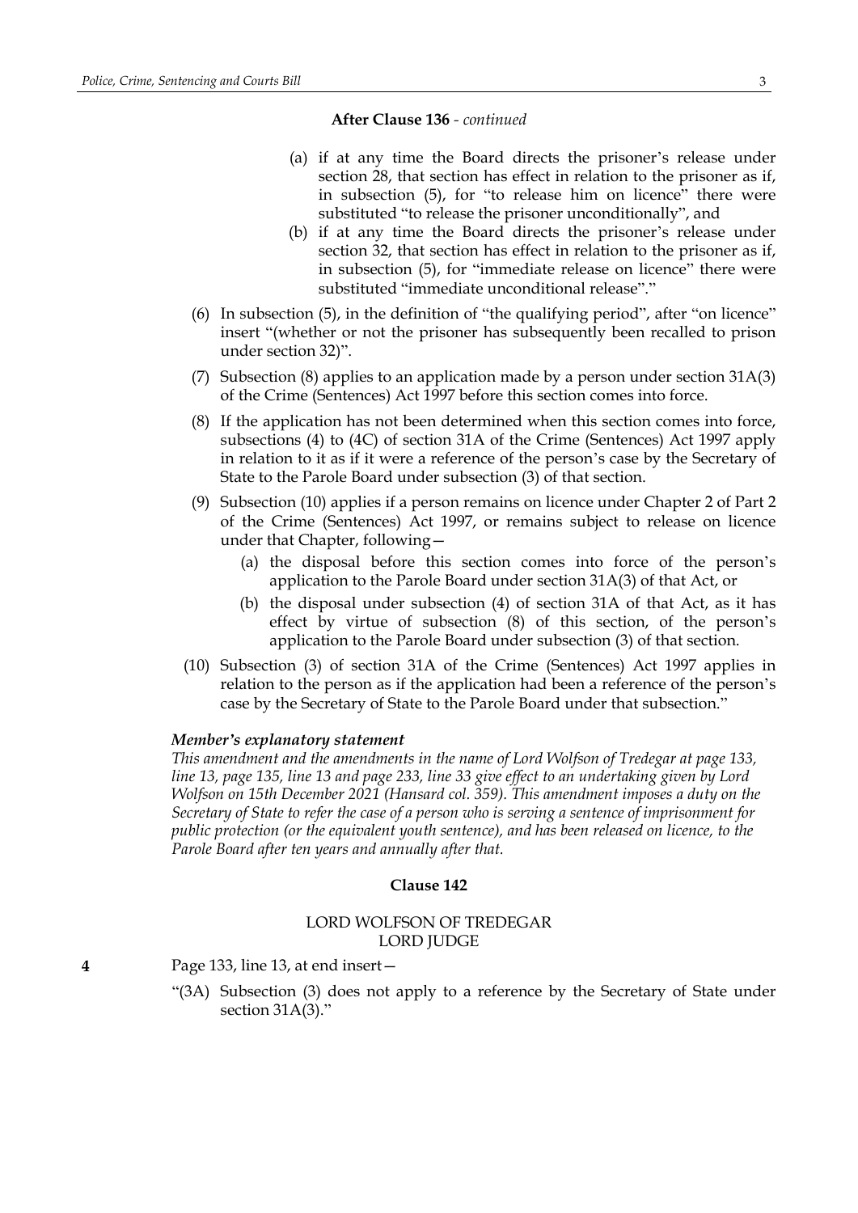**After Clause 136** - *continued*

(a) if at any time the Board directs the prisoner's release under section 28, that section has effect in relation to the prisoner as if, in subsection (5), for "to release him on licence" there were substituted "to release the prisoner unconditionally", and

(b) if at any time the Board directs the prisoner's release under section 32, that section has effect in relation to the prisoner as if, in subsection (5), for "immediate release on licence" there were substituted "immediate unconditional release"."

(6) In subsection (5), in the definition of "the qualifying period", after "on licence" insert "(whether or not the prisoner has subsequently been recalled to prison under section 32)".

(7) Subsection (8) applies to an application made by a person under section 31A(3) of the Crime (Sentences) Act 1997 before this section comes into force.

(8) If the application has not been determined when this section comes into force, subsections (4) to (4C) of section 31A of the Crime (Sentences) Act 1997 apply in relation to it as if it were a reference of the person's case by the Secretary of State to the Parole Board under subsection (3) of that section.

(9) Subsection (10) applies if a person remains on licence under Chapter 2 of Part 2 of the Crime (Sentences) Act 1997, or remains subject to release on licence under that Chapter, following—

(a) the disposal before this section comes into force of the person's application to the Parole Board under section 31A(3) of that Act, or

(b) the disposal under subsection (4) of section 31A of that Act, as it has effect by virtue of subsection (8) of this section, of the person's application to the Parole Board under subsection (3) of that section.

(10) Subsection (3) of section 31A of the Crime (Sentences) Act 1997 applies in relation to the person as if the application had been a reference of the person's case by the Secretary of State to the Parole Board under that subsection."

***Member's explanatory statement***

*This amendment and the amendments in the name of Lord Wolfson of Tredegar at page 133, line 13, page 135, line 13 and page 233, line 33 give effect to an undertaking given by Lord Wolfson on 15th December 2021 (Hansard col. 359). This amendment imposes a duty on the Secretary of State to refer the case of a person who is serving a sentence of imprisonment for public protection (or the equivalent youth sentence), and has been released on licence, to the Parole Board after ten years and annually after that.*

**Clause 142**

LORD WOLFSON OF TREDEGAR
LORD JUDGE

**4** Page 133, line 13, at end insert—

"(3A) Subsection (3) does not apply to a reference by the Secretary of State under section 31A(3)."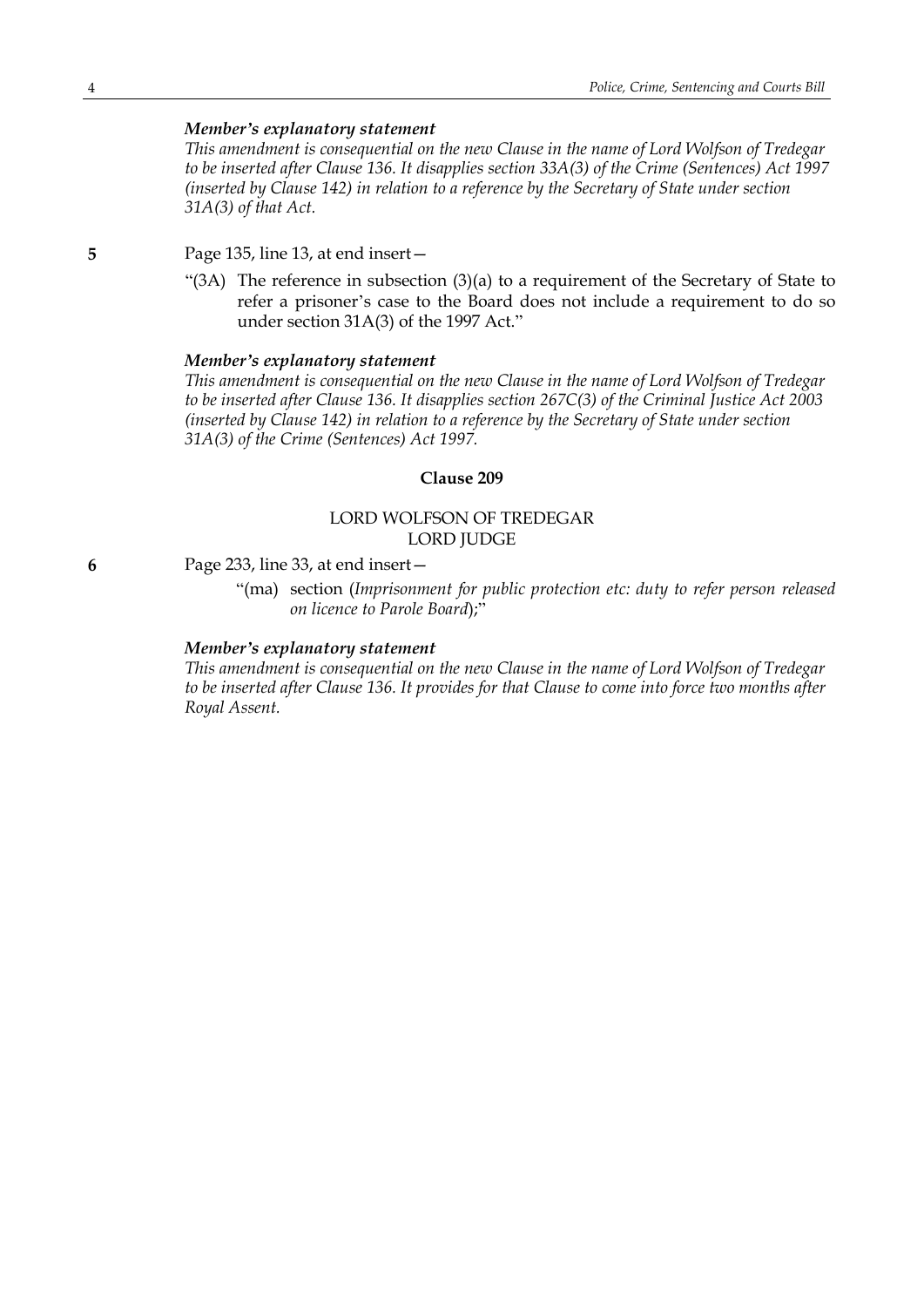### *Member's explanatory statement*

*This amendment is consequential on the new Clause in the name of Lord Wolfson of Tredegar to be inserted after Clause 136. It disapplies section 33A(3) of the Crime (Sentences) Act 1997 (inserted by Clause 142) in relation to a reference by the Secretary of State under section 31A(3) of that Act.*

**5** Page 135, line 13, at end insert—

"(3A) The reference in subsection (3)(a) to a requirement of the Secretary of State to refer a prisoner's case to the Board does not include a requirement to do so under section 31A(3) of the 1997 Act."

### *Member's explanatory statement*

*This amendment is consequential on the new Clause in the name of Lord Wolfson of Tredegar to be inserted after Clause 136. It disapplies section 267C(3) of the Criminal Justice Act 2003 (inserted by Clause 142) in relation to a reference by the Secretary of State under section 31A(3) of the Crime (Sentences) Act 1997.*

## Clause 209

LORD WOLFSON OF TREDEGAR
LORD JUDGE

**6** Page 233, line 33, at end insert—

"(ma) section (*Imprisonment for public protection etc: duty to refer person released on licence to Parole Board*);"

### *Member's explanatory statement*

*This amendment is consequential on the new Clause in the name of Lord Wolfson of Tredegar to be inserted after Clause 136. It provides for that Clause to come into force two months after Royal Assent.*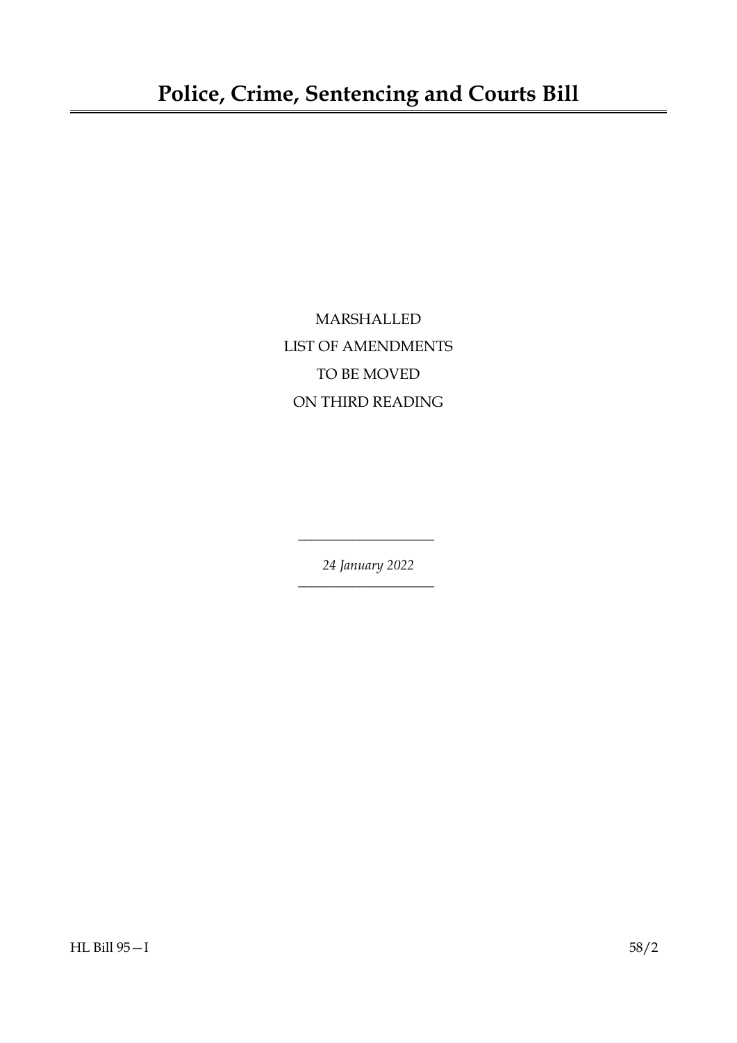# Police, Crime, Sentencing and Courts Bill

MARSHALLED

LIST OF AMENDMENTS

TO BE MOVED

ON THIRD READING

---

*24 January 2022*

---

HL Bill 95—I

58/2